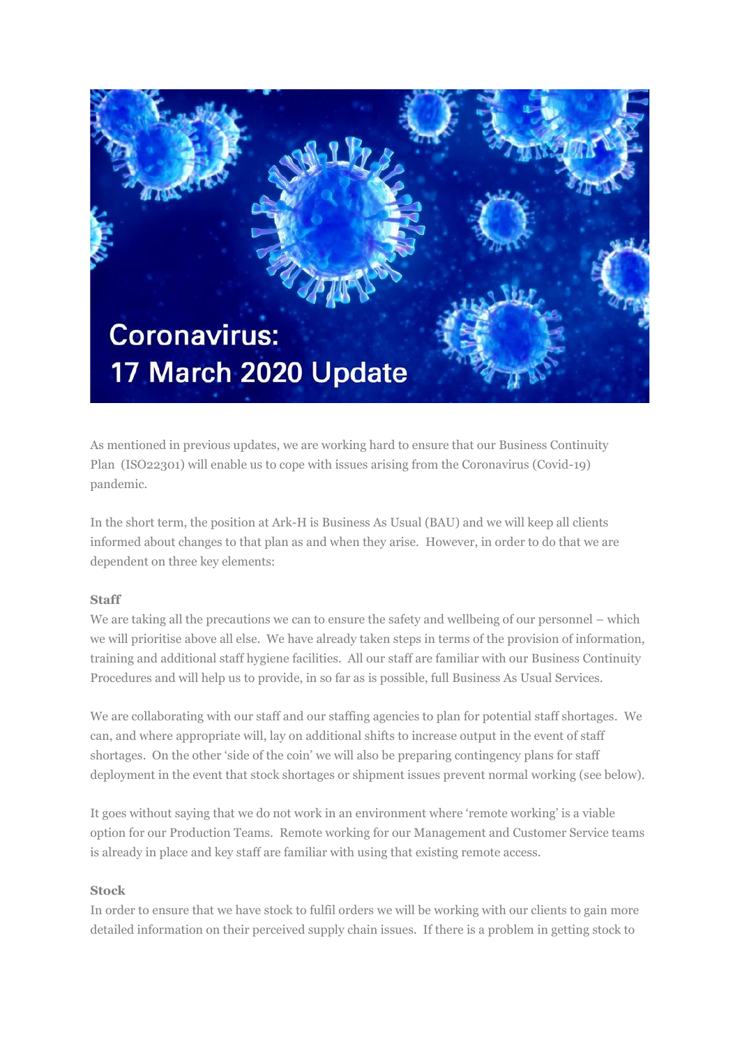# Coronavirus: 17 March 2020 Update

As mentioned in previous updates, we are working hard to ensure that our Business Continuity Plan (ISO22301) will enable us to cope with issues arising from the Coronavirus (Covid-19) pandemic.

In the short term, the position at Ark-H is Business As Usual (BAU) and we will keep all clients informed about changes to that plan as and when they arise. However, in order to do that we are dependent on three key elements:

**Staff**

We are taking all the precautions we can to ensure the safety and wellbeing of our personnel – which we will prioritise above all else. We have already taken steps in terms of the provision of information, training and additional staff hygiene facilities. All our staff are familiar with our Business Continuity Procedures and will help us to provide, in so far as is possible, full Business As Usual Services.

We are collaborating with our staff and our staffing agencies to plan for potential staff shortages. We can, and where appropriate will, lay on additional shifts to increase output in the event of staff shortages. On the other 'side of the coin' we will also be preparing contingency plans for staff deployment in the event that stock shortages or shipment issues prevent normal working (see below).

It goes without saying that we do not work in an environment where 'remote working' is a viable option for our Production Teams. Remote working for our Management and Customer Service teams is already in place and key staff are familiar with using that existing remote access.

**Stock**

In order to ensure that we have stock to fulfil orders we will be working with our clients to gain more detailed information on their perceived supply chain issues. If there is a problem in getting stock to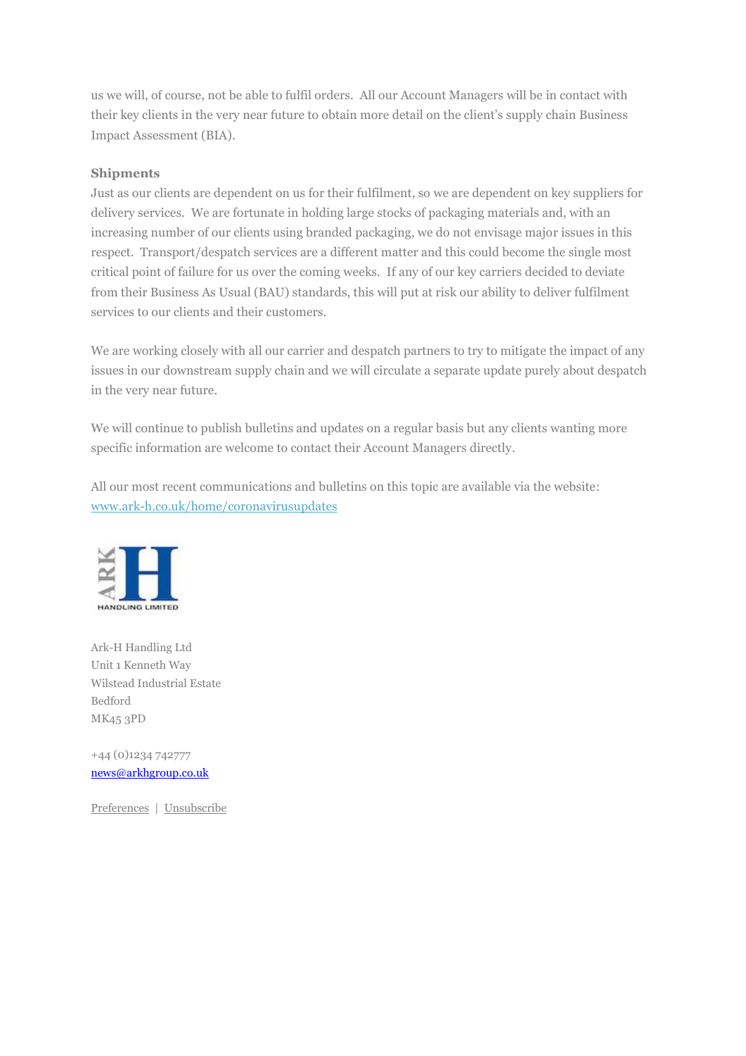us we will, of course, not be able to fulfil orders.  All our Account Managers will be in contact with their key clients in the very near future to obtain more detail on the client's supply chain Business Impact Assessment (BIA).

**Shipments**

Just as our clients are dependent on us for their fulfilment, so we are dependent on key suppliers for delivery services.  We are fortunate in holding large stocks of packaging materials and, with an increasing number of our clients using branded packaging, we do not envisage major issues in this respect.  Transport/despatch services are a different matter and this could become the single most critical point of failure for us over the coming weeks.  If any of our key carriers decided to deviate from their Business As Usual (BAU) standards, this will put at risk our ability to deliver fulfilment services to our clients and their customers.

We are working closely with all our carrier and despatch partners to try to mitigate the impact of any issues in our downstream supply chain and we will circulate a separate update purely about despatch in the very near future.

We will continue to publish bulletins and updates on a regular basis but any clients wanting more specific information are welcome to contact their Account Managers directly.

All our most recent communications and bulletins on this topic are available via the website: [www.ark-h.co.uk/home/coronavirusupdates](www.ark-h.co.uk/home/coronavirusupdates)

ARK H HANDLING LIMITED

Ark-H Handling Ltd
Unit 1 Kenneth Way
Wilstead Industrial Estate
Bedford
MK45 3PD

+44 (0)1234 742777
[news@arkhgroup.co.uk](mailto:news@arkhgroup.co.uk)

Preferences | Unsubscribe